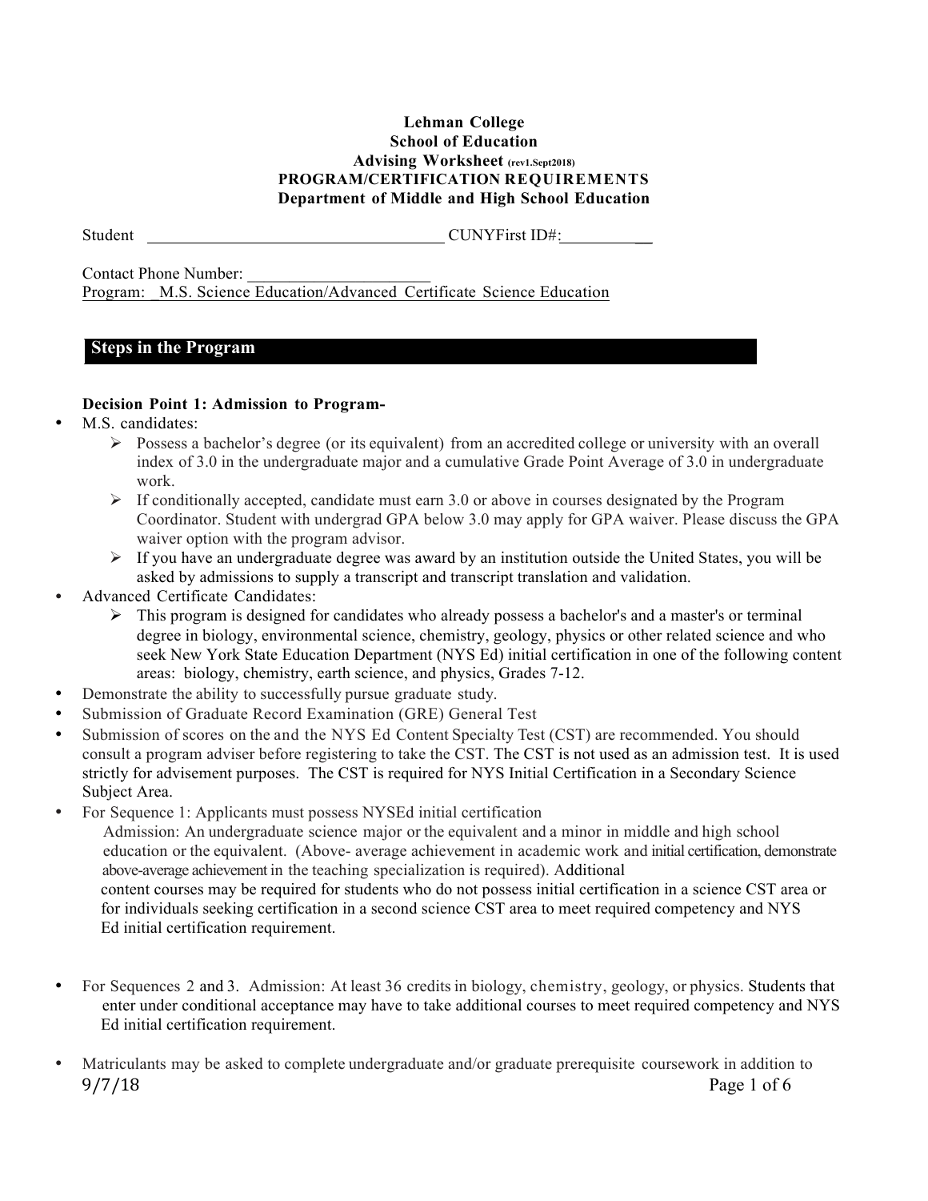**Lehman College**
**School of Education**
**Advising Worksheet** (rev1.Sept2018)
**PROGRAM/CERTIFICATION REQUIREMENTS**
**Department of Middle and High School Education**

Student ____________________________________ CUNYFirst ID#:__________

Contact Phone Number: ______________________
Program: _M.S. Science Education/Advanced Certificate Science Education

## Steps in the Program

**Decision Point 1: Admission to Program-**

- M.S. candidates:
  - Possess a bachelor's degree (or its equivalent) from an accredited college or university with an overall index of 3.0 in the undergraduate major and a cumulative Grade Point Average of 3.0 in undergraduate work.
  - If conditionally accepted, candidate must earn 3.0 or above in courses designated by the Program Coordinator. Student with undergrad GPA below 3.0 may apply for GPA waiver. Please discuss the GPA waiver option with the program advisor.
  - If you have an undergraduate degree was award by an institution outside the United States, you will be asked by admissions to supply a transcript and transcript translation and validation.
- Advanced Certificate Candidates:
  - This program is designed for candidates who already possess a bachelor's and a master's or terminal degree in biology, environmental science, chemistry, geology, physics or other related science and who seek New York State Education Department (NYS Ed) initial certification in one of the following content areas: biology, chemistry, earth science, and physics, Grades 7-12.
- Demonstrate the ability to successfully pursue graduate study.
- Submission of Graduate Record Examination (GRE) General Test
- Submission of scores on the and the NYS Ed Content Specialty Test (CST) are recommended. You should consult a program adviser before registering to take the CST. The CST is not used as an admission test. It is used strictly for advisement purposes. The CST is required for NYS Initial Certification in a Secondary Science Subject Area.
- For Sequence 1: Applicants must possess NYSEd initial certification
  Admission: An undergraduate science major or the equivalent and a minor in middle and high school education or the equivalent. (Above- average achievement in academic work and initial certification, demonstrate above-average achievement in the teaching specialization is required). Additional content courses may be required for students who do not possess initial certification in a science CST area or for individuals seeking certification in a second science CST area to meet required competency and NYS Ed initial certification requirement.

- For Sequences 2 and 3. Admission: At least 36 credits in biology, chemistry, geology, or physics. Students that enter under conditional acceptance may have to take additional courses to meet required competency and NYS Ed initial certification requirement.

- Matriculants may be asked to complete undergraduate and/or graduate prerequisite coursework in addition to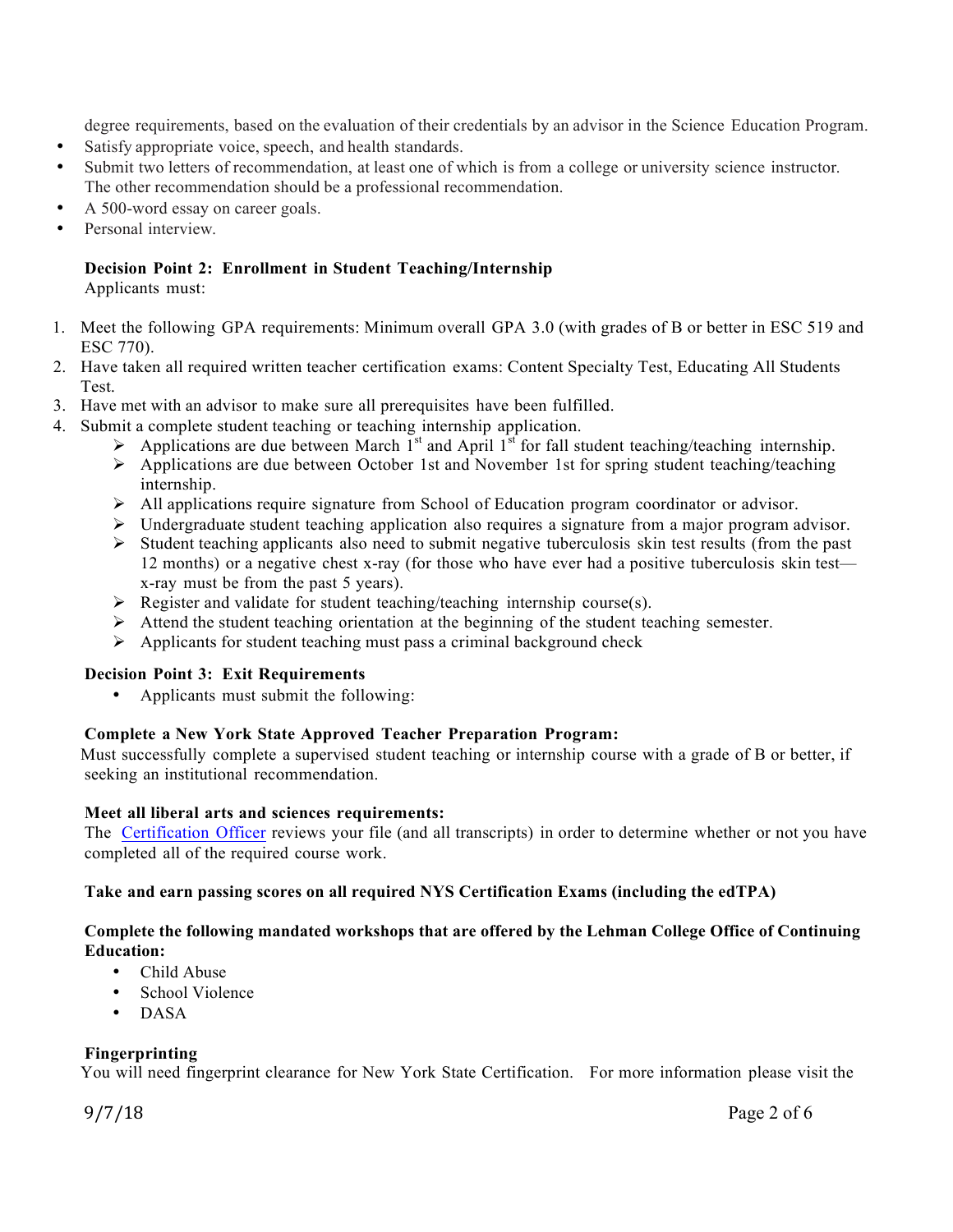degree requirements, based on the evaluation of their credentials by an advisor in the Science Education Program.

- Satisfy appropriate voice, speech, and health standards.
- Submit two letters of recommendation, at least one of which is from a college or university science instructor. The other recommendation should be a professional recommendation.
- A 500-word essay on career goals.
- Personal interview.

**Decision Point 2: Enrollment in Student Teaching/Internship**
Applicants must:

1. Meet the following GPA requirements: Minimum overall GPA 3.0 (with grades of B or better in ESC 519 and ESC 770).
2. Have taken all required written teacher certification exams: Content Specialty Test, Educating All Students Test.
3. Have met with an advisor to make sure all prerequisites have been fulfilled.
4. Submit a complete student teaching or teaching internship application.
   - Applications are due between March 1st and April 1st for fall student teaching/teaching internship.
   - Applications are due between October 1st and November 1st for spring student teaching/teaching internship.
   - All applications require signature from School of Education program coordinator or advisor.
   - Undergraduate student teaching application also requires a signature from a major program advisor.
   - Student teaching applicants also need to submit negative tuberculosis skin test results (from the past 12 months) or a negative chest x-ray (for those who have ever had a positive tuberculosis skin test—x-ray must be from the past 5 years).
   - Register and validate for student teaching/teaching internship course(s).
   - Attend the student teaching orientation at the beginning of the student teaching semester.
   - Applicants for student teaching must pass a criminal background check

**Decision Point 3: Exit Requirements**

- Applicants must submit the following:

**Complete a New York State Approved Teacher Preparation Program:**
Must successfully complete a supervised student teaching or internship course with a grade of B or better, if seeking an institutional recommendation.

**Meet all liberal arts and sciences requirements:**
The Certification Officer reviews your file (and all transcripts) in order to determine whether or not you have completed all of the required course work.

**Take and earn passing scores on all required NYS Certification Exams (including the edTPA)**

**Complete the following mandated workshops that are offered by the Lehman College Office of Continuing Education:**

- Child Abuse
- School Violence
- DASA

**Fingerprinting**
You will need fingerprint clearance for New York State Certification. For more information please visit the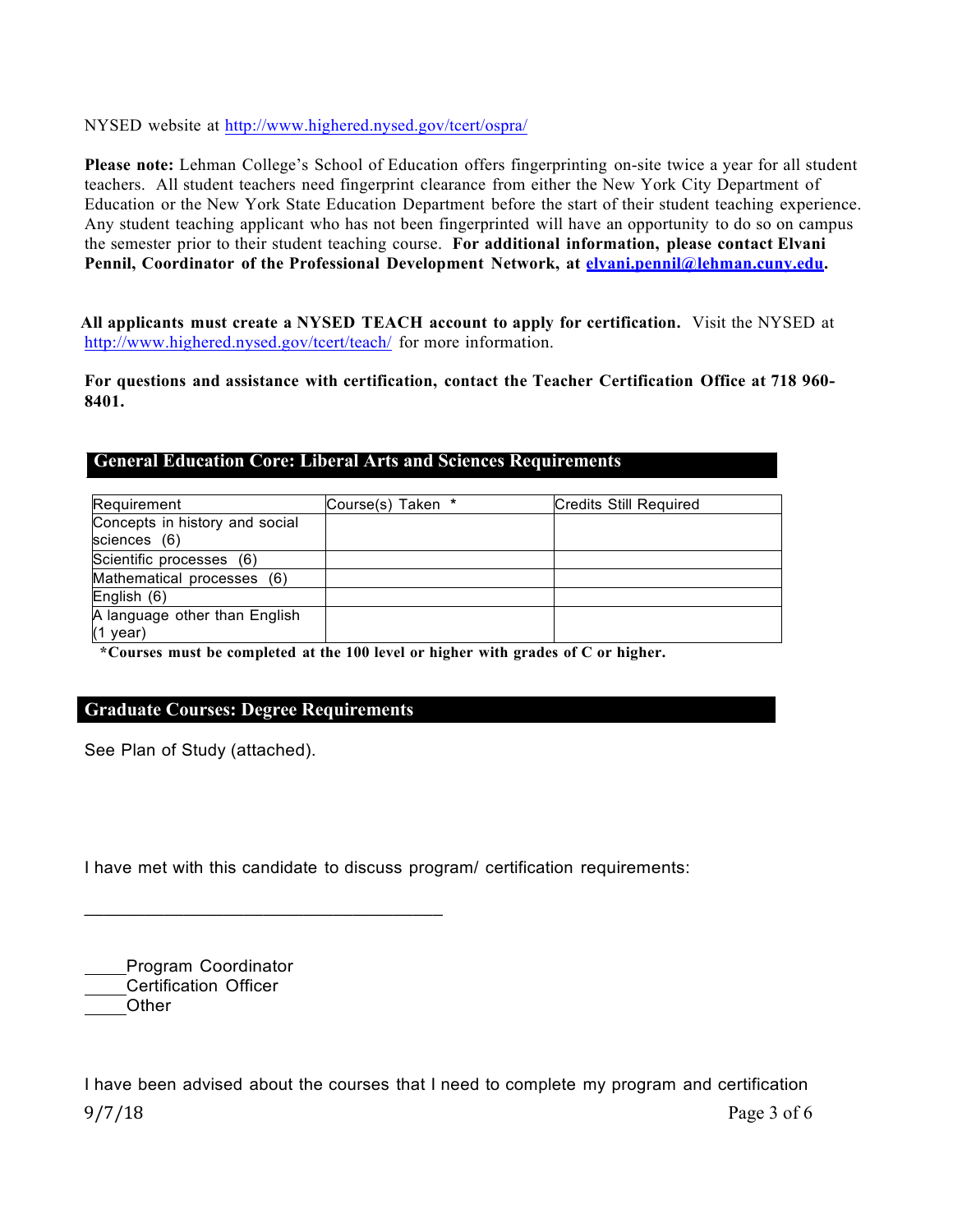NYSED website at http://www.highered.nysed.gov/tcert/ospra/

**Please note:** Lehman College's School of Education offers fingerprinting on-site twice a year for all student teachers. All student teachers need fingerprint clearance from either the New York City Department of Education or the New York State Education Department before the start of their student teaching experience. Any student teaching applicant who has not been fingerprinted will have an opportunity to do so on campus the semester prior to their student teaching course. **For additional information, please contact Elvani Pennil, Coordinator of the Professional Development Network, at elvani.pennil@lehman.cuny.edu.**

**All applicants must create a NYSED TEACH account to apply for certification.** Visit the NYSED at http://www.highered.nysed.gov/tcert/teach/ for more information.

**For questions and assistance with certification, contact the Teacher Certification Office at 718 960-8401.**

## General Education Core: Liberal Arts and Sciences Requirements

| Requirement | Course(s) Taken * | Credits Still Required |
|---|---|---|
| Concepts in history and social sciences (6) | | |
| Scientific processes (6) | | |
| Mathematical processes (6) | | |
| English (6) | | |
| A language other than English (1 year) | | |

**\*Courses must be completed at the 100 level or higher with grades of C or higher.**

## Graduate Courses: Degree Requirements

See Plan of Study (attached).

I have met with this candidate to discuss program/ certification requirements:

\_\_\_\_\_\_\_\_\_\_\_\_\_\_\_\_\_\_\_\_\_\_\_\_\_\_\_\_\_\_\_\_\_\_\_\_

\_\_\_\_\_Program Coordinator
\_\_\_\_\_Certification Officer
\_\_\_\_\_Other

I have been advised about the courses that I need to complete my program and certification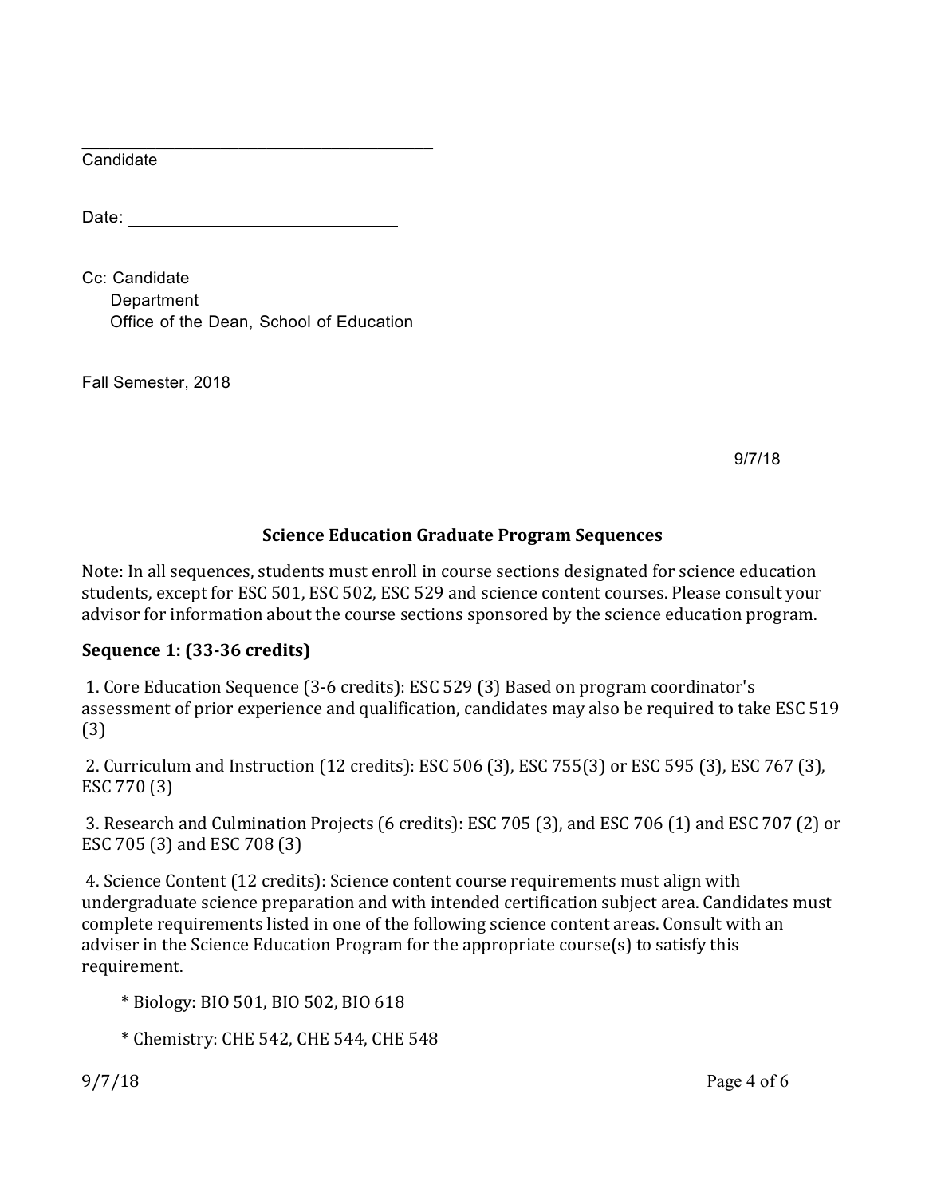\_\_\_\_\_\_\_\_\_\_\_\_\_\_\_\_\_\_\_\_\_\_\_\_\_\_\_\_\_\_\_\_\_\_\_\_\_\_\_\_
Candidate

Date: \_\_\_\_\_\_\_\_\_\_\_\_\_\_\_\_\_\_\_\_\_\_\_\_\_\_\_\_\_\_\_

Cc: Candidate
Department
Office of the Dean, School of Education

Fall Semester, 2018

9/7/18

## Science Education Graduate Program Sequences

Note: In all sequences, students must enroll in course sections designated for science education students, except for ESC 501, ESC 502, ESC 529 and science content courses. Please consult your advisor for information about the course sections sponsored by the science education program.

### Sequence 1: (33-36 credits)

1. Core Education Sequence (3-6 credits): ESC 529 (3) Based on program coordinator's assessment of prior experience and qualification, candidates may also be required to take ESC 519 (3)

2. Curriculum and Instruction (12 credits): ESC 506 (3), ESC 755(3) or ESC 595 (3), ESC 767 (3), ESC 770 (3)

3. Research and Culmination Projects (6 credits): ESC 705 (3), and ESC 706 (1) and ESC 707 (2) or ESC 705 (3) and ESC 708 (3)

4. Science Content (12 credits): Science content course requirements must align with undergraduate science preparation and with intended certification subject area. Candidates must complete requirements listed in one of the following science content areas. Consult with an adviser in the Science Education Program for the appropriate course(s) to satisfy this requirement.

   * Biology: BIO 501, BIO 502, BIO 618

   * Chemistry: CHE 542, CHE 544, CHE 548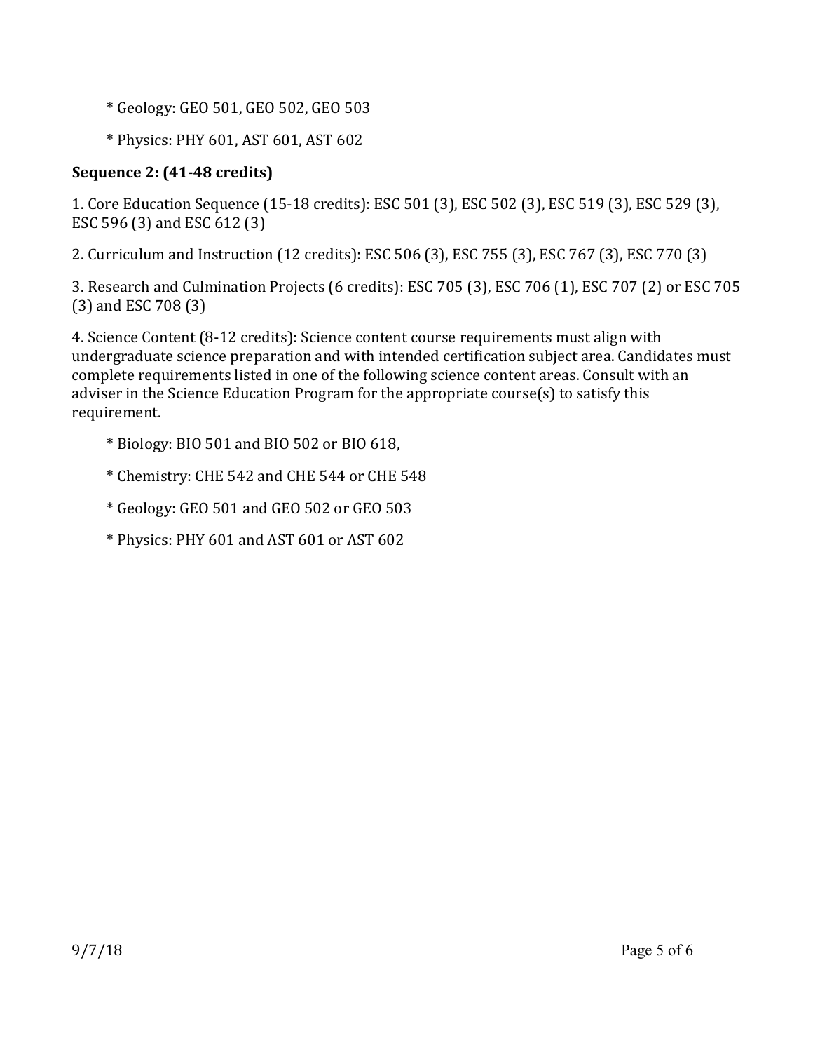* Geology: GEO 501, GEO 502, GEO 503

* Physics: PHY 601, AST 601, AST 602

**Sequence 2: (41-48 credits)**

1. Core Education Sequence (15-18 credits): ESC 501 (3), ESC 502 (3), ESC 519 (3), ESC 529 (3), ESC 596 (3) and ESC 612 (3)

2. Curriculum and Instruction (12 credits): ESC 506 (3), ESC 755 (3), ESC 767 (3), ESC 770 (3)

3. Research and Culmination Projects (6 credits): ESC 705 (3), ESC 706 (1), ESC 707 (2) or ESC 705 (3) and ESC 708 (3)

4. Science Content (8-12 credits): Science content course requirements must align with undergraduate science preparation and with intended certification subject area. Candidates must complete requirements listed in one of the following science content areas. Consult with an adviser in the Science Education Program for the appropriate course(s) to satisfy this requirement.

* Biology: BIO 501 and BIO 502 or BIO 618,

* Chemistry: CHE 542 and CHE 544 or CHE 548

* Geology: GEO 501 and GEO 502 or GEO 503

* Physics: PHY 601 and AST 601 or AST 602

9/7/18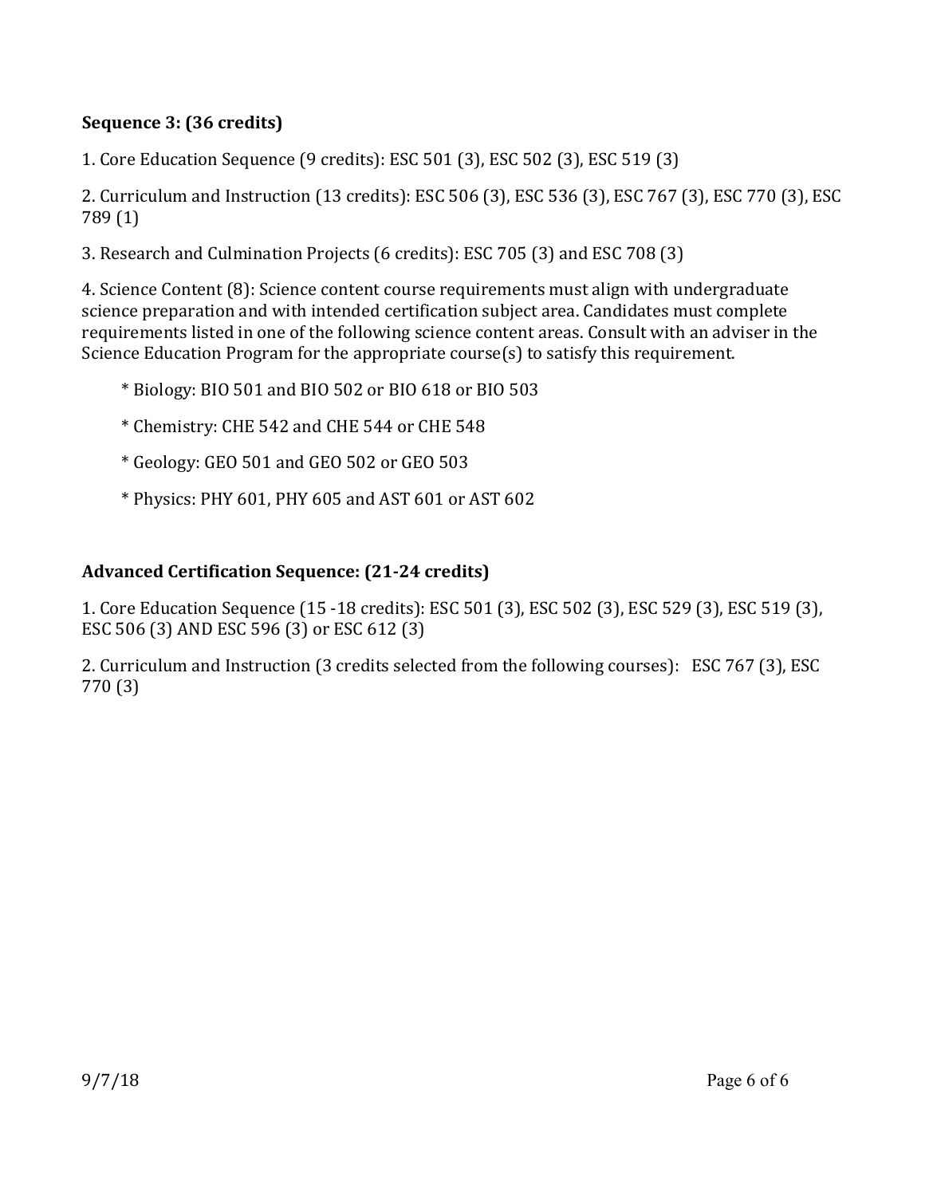**Sequence 3: (36 credits)**

1. Core Education Sequence (9 credits): ESC 501 (3), ESC 502 (3), ESC 519 (3)

2. Curriculum and Instruction (13 credits): ESC 506 (3), ESC 536 (3), ESC 767 (3), ESC 770 (3), ESC 789 (1)

3. Research and Culmination Projects (6 credits): ESC 705 (3) and ESC 708 (3)

4. Science Content (8): Science content course requirements must align with undergraduate science preparation and with intended certification subject area. Candidates must complete requirements listed in one of the following science content areas. Consult with an adviser in the Science Education Program for the appropriate course(s) to satisfy this requirement.

   * Biology: BIO 501 and BIO 502 or BIO 618 or BIO 503

   * Chemistry: CHE 542 and CHE 544 or CHE 548

   * Geology: GEO 501 and GEO 502 or GEO 503

   * Physics: PHY 601, PHY 605 and AST 601 or AST 602

**Advanced Certification Sequence: (21-24 credits)**

1. Core Education Sequence (15 -18 credits): ESC 501 (3), ESC 502 (3), ESC 529 (3), ESC 519 (3), ESC 506 (3) AND ESC 596 (3) or ESC 612 (3)

2. Curriculum and Instruction (3 credits selected from the following courses): ESC 767 (3), ESC 770 (3)

9/7/18